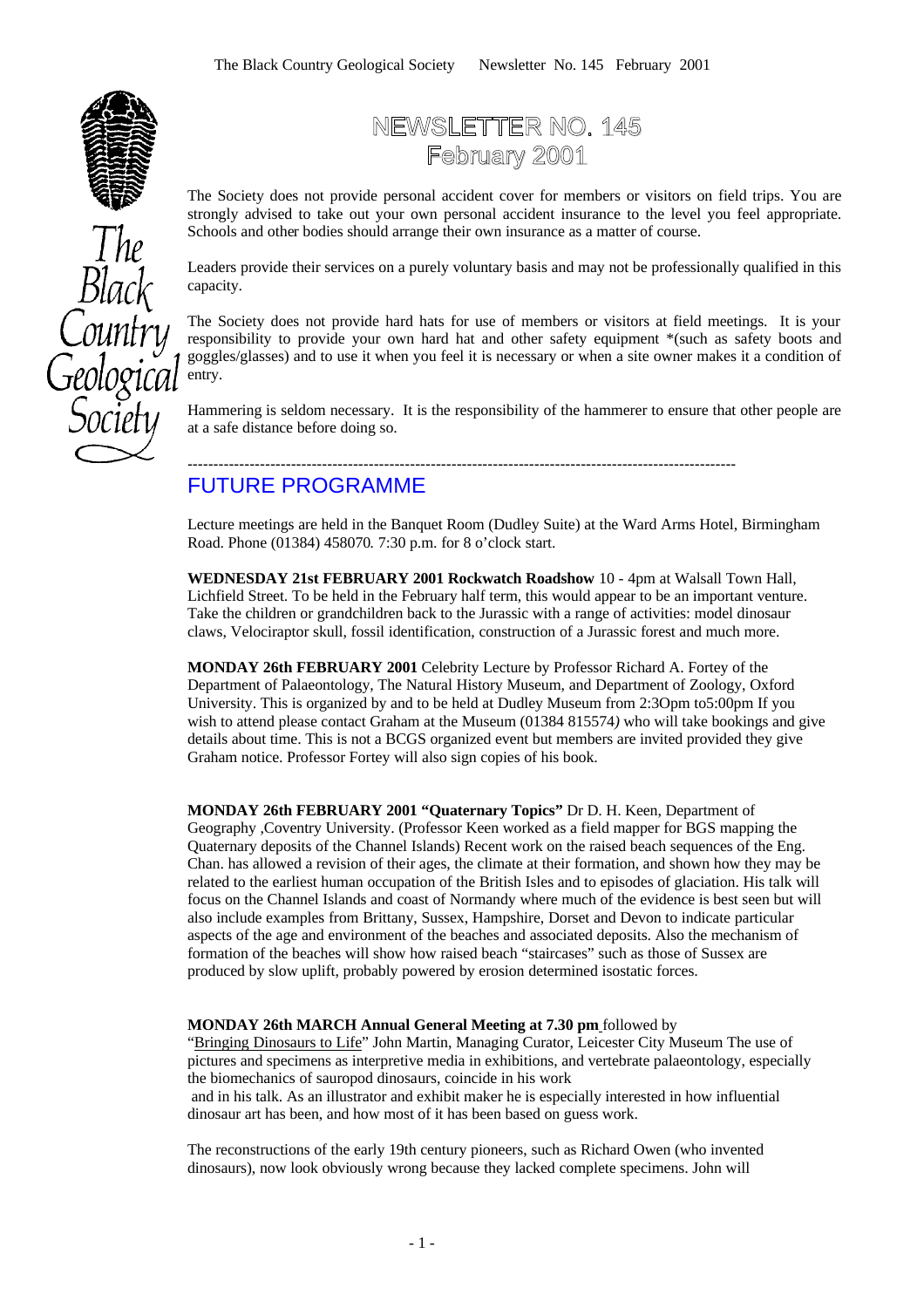# NEWSLETTER NO. 145
## February 2001

The Society does not provide personal accident cover for members or visitors on field trips. You are strongly advised to take out your own personal accident insurance to the level you feel appropriate. Schools and other bodies should arrange their own insurance as a matter of course.

Leaders provide their services on a purely voluntary basis and may not be professionally qualified in this capacity.

The Society does not provide hard hats for use of members or visitors at field meetings. It is your responsibility to provide your own hard hat and other safety equipment *(such as safety boots and goggles/glasses) and to use it when you feel it is necessary or when a site owner makes it a condition of entry.

Hammering is seldom necessary. It is the responsibility of the hammerer to ensure that other people are at a safe distance before doing so.

---

## FUTURE PROGRAMME

Lecture meetings are held in the Banquet Room (Dudley Suite) at the Ward Arms Hotel, Birmingham Road. Phone (01384) 458070. 7:30 p.m. for 8 o'clock start.

**WEDNESDAY 21st FEBRUARY 2001 Rockwatch Roadshow** 10 - 4pm at Walsall Town Hall, Lichfield Street. To be held in the February half term, this would appear to be an important venture. Take the children or grandchildren back to the Jurassic with a range of activities: model dinosaur claws, Velociraptor skull, fossil identification, construction of a Jurassic forest and much more.

**MONDAY 26th FEBRUARY 2001** Celebrity Lecture by Professor Richard A. Fortey of the Department of Palaeontology, The Natural History Museum, and Department of Zoology, Oxford University. This is organized by and to be held at Dudley Museum from 2:3Opm to5:00pm If you wish to attend please contact Graham at the Museum (01384 815574) who will take bookings and give details about time. This is not a BCGS organized event but members are invited provided they give Graham notice. Professor Fortey will also sign copies of his book.

**MONDAY 26th FEBRUARY 2001 "Quaternary Topics"** Dr D. H. Keen, Department of Geography ,Coventry University. (Professor Keen worked as a field mapper for BGS mapping the Quaternary deposits of the Channel Islands) Recent work on the raised beach sequences of the Eng. Chan. has allowed a revision of their ages, the climate at their formation, and shown how they may be related to the earliest human occupation of the British Isles and to episodes of glaciation. His talk will focus on the Channel Islands and coast of Normandy where much of the evidence is best seen but will also include examples from Brittany, Sussex, Hampshire, Dorset and Devon to indicate particular aspects of the age and environment of the beaches and associated deposits. Also the mechanism of formation of the beaches will show how raised beach "staircases" such as those of Sussex are produced by slow uplift, probably powered by erosion determined isostatic forces.

**MONDAY 26th MARCH Annual General Meeting at 7.30 pm** followed by
"Bringing Dinosaurs to Life" John Martin, Managing Curator, Leicester City Museum The use of pictures and specimens as interpretive media in exhibitions, and vertebrate palaeontology, especially the biomechanics of sauropod dinosaurs, coincide in his work
and in his talk. As an illustrator and exhibit maker he is especially interested in how influential dinosaur art has been, and how most of it has been based on guess work.

The reconstructions of the early 19th century pioneers, such as Richard Owen (who invented dinosaurs), now look obviously wrong because they lacked complete specimens. John will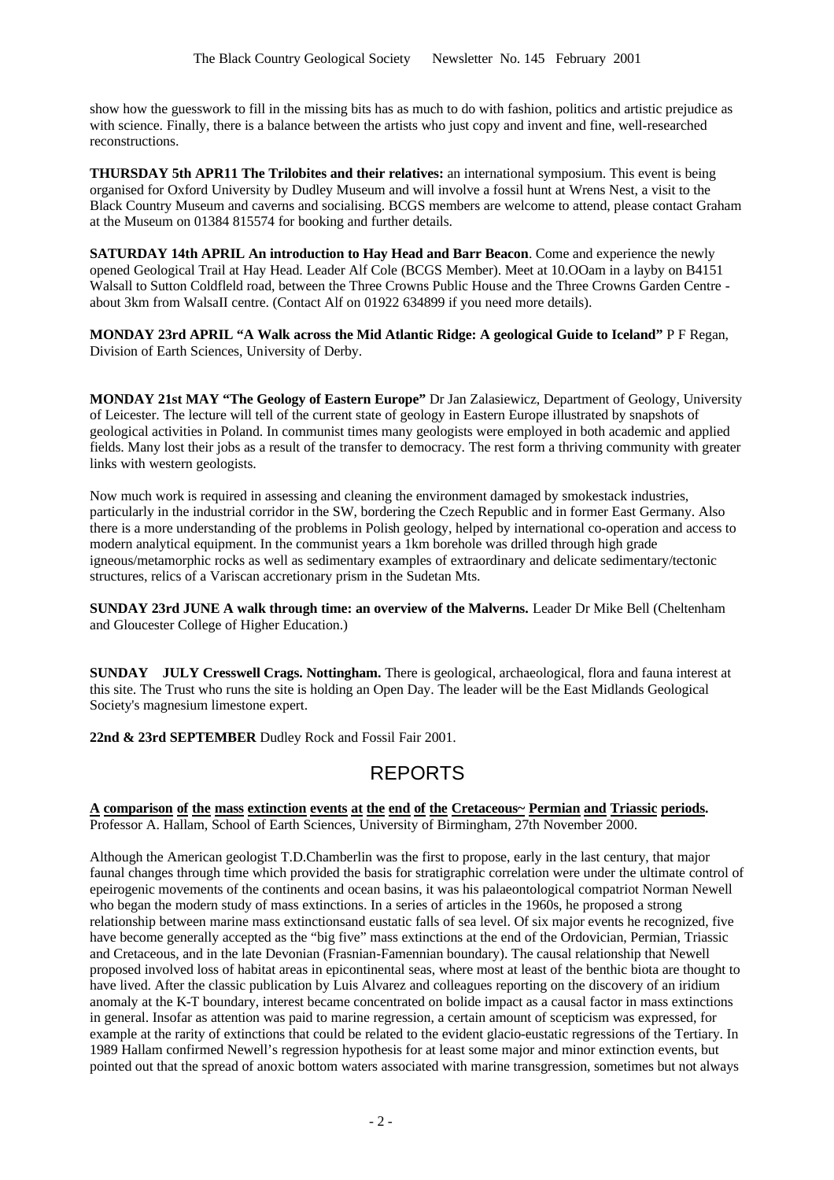show how the guesswork to fill in the missing bits has as much to do with fashion, politics and artistic prejudice as with science. Finally, there is a balance between the artists who just copy and invent and fine, well-researched reconstructions.

**THURSDAY 5th APR11 The Trilobites and their relatives:** an international symposium. This event is being organised for Oxford University by Dudley Museum and will involve a fossil hunt at Wrens Nest, a visit to the Black Country Museum and caverns and socialising. BCGS members are welcome to attend, please contact Graham at the Museum on 01384 815574 for booking and further details.

**SATURDAY 14th APRIL An introduction to Hay Head and Barr Beacon**. Come and experience the newly opened Geological Trail at Hay Head. Leader Alf Cole (BCGS Member). Meet at 10.OOam in a layby on B4151 Walsall to Sutton Coldfleld road, between the Three Crowns Public House and the Three Crowns Garden Centre - about 3km from WalsaII centre. (Contact Alf on 01922 634899 if you need more details).

**MONDAY 23rd APRIL "A Walk across the Mid Atlantic Ridge: A geological Guide to Iceland"** P F Regan, Division of Earth Sciences, University of Derby.

**MONDAY 21st MAY "The Geology of Eastern Europe"** Dr Jan Zalasiewicz, Department of Geology, University of Leicester. The lecture will tell of the current state of geology in Eastern Europe illustrated by snapshots of geological activities in Poland. In communist times many geologists were employed in both academic and applied fields. Many lost their jobs as a result of the transfer to democracy. The rest form a thriving community with greater links with western geologists.

Now much work is required in assessing and cleaning the environment damaged by smokestack industries, particularly in the industrial corridor in the SW, bordering the Czech Republic and in former East Germany. Also there is a more understanding of the problems in Polish geology, helped by international co-operation and access to modern analytical equipment. In the communist years a 1km borehole was drilled through high grade igneous/metamorphic rocks as well as sedimentary examples of extraordinary and delicate sedimentary/tectonic structures, relics of a Variscan accretionary prism in the Sudetan Mts.

**SUNDAY 23rd JUNE A walk through time: an overview of the Malverns.** Leader Dr Mike Bell (Cheltenham and Gloucester College of Higher Education.)

**SUNDAY JULY Cresswell Crags. Nottingham.** There is geological, archaeological, flora and fauna interest at this site. The Trust who runs the site is holding an Open Day. The leader will be the East Midlands Geological Society's magnesium limestone expert.

**22nd & 23rd SEPTEMBER** Dudley Rock and Fossil Fair 2001.

## REPORTS

**A comparison of the mass extinction events at the end of the Cretaceous~ Permian and Triassic periods.**
Professor A. Hallam, School of Earth Sciences, University of Birmingham, 27th November 2000.

Although the American geologist T.D.Chamberlin was the first to propose, early in the last century, that major faunal changes through time which provided the basis for stratigraphic correlation were under the ultimate control of epeirogenic movements of the continents and ocean basins, it was his palaeontological compatriot Norman Newell who began the modern study of mass extinctions. In a series of articles in the 1960s, he proposed a strong relationship between marine mass extinctionsand eustatic falls of sea level. Of six major events he recognized, five have become generally accepted as the "big five" mass extinctions at the end of the Ordovician, Permian, Triassic and Cretaceous, and in the late Devonian (Frasnian-Famennian boundary). The causal relationship that Newell proposed involved loss of habitat areas in epicontinental seas, where most at least of the benthic biota are thought to have lived. After the classic publication by Luis Alvarez and colleagues reporting on the discovery of an iridium anomaly at the K-T boundary, interest became concentrated on bolide impact as a causal factor in mass extinctions in general. Insofar as attention was paid to marine regression, a certain amount of scepticism was expressed, for example at the rarity of extinctions that could be related to the evident glacio-eustatic regressions of the Tertiary. In 1989 Hallam confirmed Newell's regression hypothesis for at least some major and minor extinction events, but pointed out that the spread of anoxic bottom waters associated with marine transgression, sometimes but not always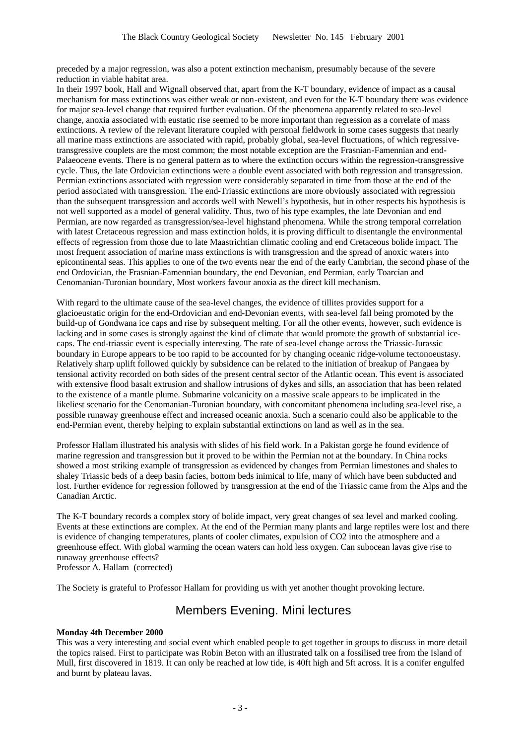preceded by a major regression, was also a potent extinction mechanism, presumably because of the severe reduction in viable habitat area.

In their 1997 book, Hall and Wignall observed that, apart from the K-T boundary, evidence of impact as a causal mechanism for mass extinctions was either weak or non-existent, and even for the K-T boundary there was evidence for major sea-level change that required further evaluation. Of the phenomena apparently related to sea-level change, anoxia associated with eustatic rise seemed to be more important than regression as a correlate of mass extinctions. A review of the relevant literature coupled with personal fieldwork in some cases suggests that nearly all marine mass extinctions are associated with rapid, probably global, sea-level fluctuations, of which regressive-transgressive couplets are the most common; the most notable exception are the Frasnian-Famennian and end-Palaeocene events. There is no general pattern as to where the extinction occurs within the regression-transgressive cycle. Thus, the late Ordovician extinctions were a double event associated with both regression and transgression. Permian extinctions associated with regression were considerably separated in time from those at the end of the period associated with transgression. The end-Triassic extinctions are more obviously associated with regression than the subsequent transgression and accords well with Newell's hypothesis, but in other respects his hypothesis is not well supported as a model of general validity. Thus, two of his type examples, the late Devonian and end Permian, are now regarded as transgression/sea-level highstand phenomena. While the strong temporal correlation with latest Cretaceous regression and mass extinction holds, it is proving difficult to disentangle the environmental effects of regression from those due to late Maastrichtian climatic cooling and end Cretaceous bolide impact. The most frequent association of marine mass extinctions is with transgression and the spread of anoxic waters into epicontinental seas. This applies to one of the two events near the end of the early Cambrian, the second phase of the end Ordovician, the Frasnian-Famennian boundary, the end Devonian, end Permian, early Toarcian and Cenomanian-Turonian boundary, Most workers favour anoxia as the direct kill mechanism.

With regard to the ultimate cause of the sea-level changes, the evidence of tillites provides support for a glacioeustatic origin for the end-Ordovician and end-Devonian events, with sea-level fall being promoted by the build-up of Gondwana ice caps and rise by subsequent melting. For all the other events, however, such evidence is lacking and in some cases is strongly against the kind of climate that would promote the growth of substantial ice-caps. The end-triassic event is especially interesting. The rate of sea-level change across the Triassic-Jurassic boundary in Europe appears to be too rapid to be accounted for by changing oceanic ridge-volume tectonoeustasy. Relatively sharp uplift followed quickly by subsidence can be related to the initiation of breakup of Pangaea by tensional activity recorded on both sides of the present central sector of the Atlantic ocean. This event is associated with extensive flood basalt extrusion and shallow intrusions of dykes and sills, an association that has been related to the existence of a mantle plume. Submarine volcanicity on a massive scale appears to be implicated in the likeliest scenario for the Cenomanian-Turonian boundary, with concomitant phenomena including sea-level rise, a possible runaway greenhouse effect and increased oceanic anoxia. Such a scenario could also be applicable to the end-Permian event, thereby helping to explain substantial extinctions on land as well as in the sea.

Professor Hallam illustrated his analysis with slides of his field work. In a Pakistan gorge he found evidence of marine regression and transgression but it proved to be within the Permian not at the boundary. In China rocks showed a most striking example of transgression as evidenced by changes from Permian limestones and shales to shaley Triassic beds of a deep basin facies, bottom beds inimical to life, many of which have been subducted and lost. Further evidence for regression followed by transgression at the end of the Triassic came from the Alps and the Canadian Arctic.

The K-T boundary records a complex story of bolide impact, very great changes of sea level and marked cooling. Events at these extinctions are complex. At the end of the Permian many plants and large reptiles were lost and there is evidence of changing temperatures, plants of cooler climates, expulsion of $CO_2$ into the atmosphere and a greenhouse effect. With global warming the ocean waters can hold less oxygen. Can subocean lavas give rise to runaway greenhouse effects?

Professor A. Hallam (corrected)

The Society is grateful to Professor Hallam for providing us with yet another thought provoking lecture.

## Members Evening. Mini lectures

**Monday 4th December 2000**

This was a very interesting and social event which enabled people to get together in groups to discuss in more detail the topics raised. First to participate was Robin Beton with an illustrated talk on a fossilised tree from the Island of Mull, first discovered in 1819. It can only be reached at low tide, is 40ft high and 5ft across. It is a conifer engulfed and burnt by plateau lavas.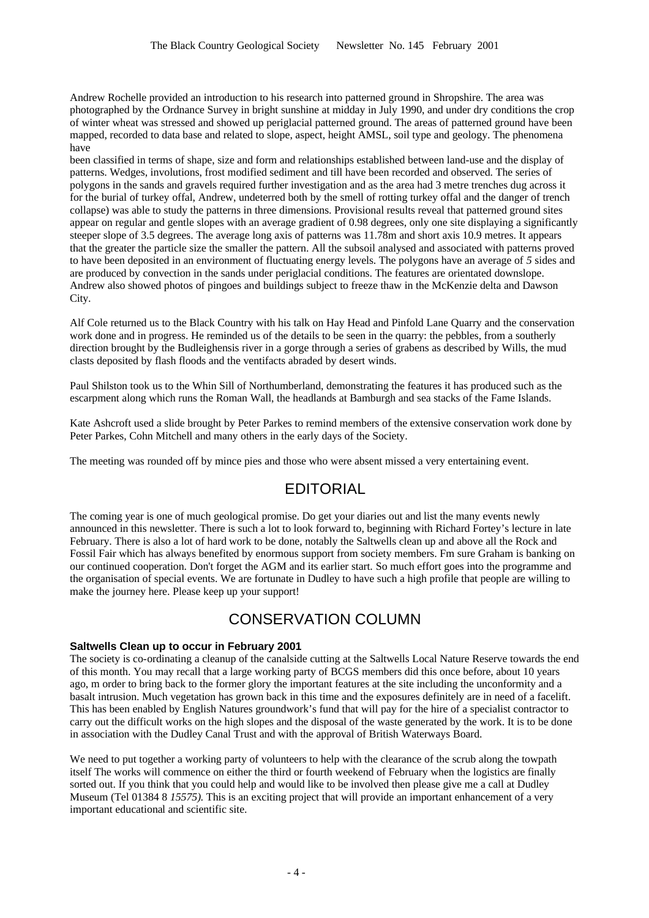Andrew Rochelle provided an introduction to his research into patterned ground in Shropshire. The area was photographed by the Ordnance Survey in bright sunshine at midday in July 1990, and under dry conditions the crop of winter wheat was stressed and showed up periglacial patterned ground. The areas of patterned ground have been mapped, recorded to data base and related to slope, aspect, height AMSL, soil type and geology. The phenomena have

been classified in terms of shape, size and form and relationships established between land-use and the display of patterns. Wedges, involutions, frost modified sediment and till have been recorded and observed. The series of polygons in the sands and gravels required further investigation and as the area had 3 metre trenches dug across it for the burial of turkey offal, Andrew, undeterred both by the smell of rotting turkey offal and the danger of trench collapse) was able to study the patterns in three dimensions. Provisional results reveal that patterned ground sites appear on regular and gentle slopes with an average gradient of 0.98 degrees, only one site displaying a significantly steeper slope of 3.5 degrees. The average long axis of patterns was 11.78m and short axis 10.9 metres. It appears that the greater the particle size the smaller the pattern. All the subsoil analysed and associated with patterns proved to have been deposited in an environment of fluctuating energy levels. The polygons have an average of *5* sides and are produced by convection in the sands under periglacial conditions. The features are orientated downslope. Andrew also showed photos of pingoes and buildings subject to freeze thaw in the McKenzie delta and Dawson City.

Alf Cole returned us to the Black Country with his talk on Hay Head and Pinfold Lane Quarry and the conservation work done and in progress. He reminded us of the details to be seen in the quarry: the pebbles, from a southerly direction brought by the Budleighensis river in a gorge through a series of grabens as described by Wills, the mud clasts deposited by flash floods and the ventifacts abraded by desert winds.

Paul Shilston took us to the Whin Sill of Northumberland, demonstrating the features it has produced such as the escarpment along which runs the Roman Wall, the headlands at Bamburgh and sea stacks of the Fame Islands.

Kate Ashcroft used a slide brought by Peter Parkes to remind members of the extensive conservation work done by Peter Parkes, Cohn Mitchell and many others in the early days of the Society.

The meeting was rounded off by mince pies and those who were absent missed a very entertaining event.

## EDITORIAL

The coming year is one of much geological promise. Do get your diaries out and list the many events newly announced in this newsletter. There is such a lot to look forward to, beginning with Richard Fortey's lecture in late February. There is also a lot of hard work to be done, notably the Saltwells clean up and above all the Rock and Fossil Fair which has always benefited by enormous support from society members. Fm sure Graham is banking on our continued cooperation. Don't forget the AGM and its earlier start. So much effort goes into the programme and the organisation of special events. We are fortunate in Dudley to have such a high profile that people are willing to make the journey here. Please keep up your support!

## CONSERVATION COLUMN

**Saltwells Clean up to occur in February 2001**

The society is co-ordinating a cleanup of the canalside cutting at the Saltwells Local Nature Reserve towards the end of this month. You may recall that a large working party of BCGS members did this once before, about 10 years ago, m order to bring back to the former glory the important features at the site including the unconformity and a basalt intrusion. Much vegetation has grown back in this time and the exposures definitely are in need of a facelift. This has been enabled by English Natures groundwork's fund that will pay for the hire of a specialist contractor to carry out the difficult works on the high slopes and the disposal of the waste generated by the work. It is to be done in association with the Dudley Canal Trust and with the approval of British Waterways Board.

We need to put together a working party of volunteers to help with the clearance of the scrub along the towpath itself The works will commence on either the third or fourth weekend of February when the logistics are finally sorted out. If you think that you could help and would like to be involved then please give me a call at Dudley Museum (Tel 01384 8 *15575).* This is an exciting project that will provide an important enhancement of a very important educational and scientific site.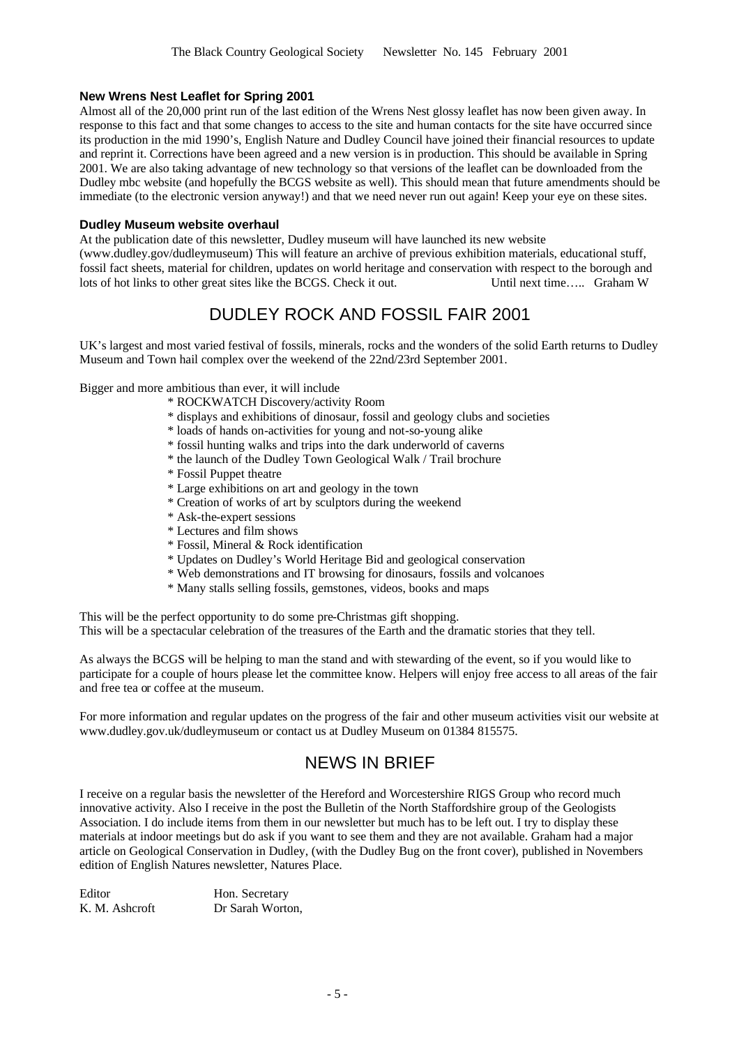### New Wrens Nest Leaflet for Spring 2001

Almost all of the 20,000 print run of the last edition of the Wrens Nest glossy leaflet has now been given away. In response to this fact and that some changes to access to the site and human contacts for the site have occurred since its production in the mid 1990's, English Nature and Dudley Council have joined their financial resources to update and reprint it. Corrections have been agreed and a new version is in production. This should be available in Spring 2001. We are also taking advantage of new technology so that versions of the leaflet can be downloaded from the Dudley mbc website (and hopefully the BCGS website as well). This should mean that future amendments should be immediate (to the electronic version anyway!) and that we need never run out again! Keep your eye on these sites.

### Dudley Museum website overhaul

At the publication date of this newsletter, Dudley museum will have launched its new website (www.dudley.gov/dudleymuseum) This will feature an archive of previous exhibition materials, educational stuff, fossil fact sheets, material for children, updates on world heritage and conservation with respect to the borough and lots of hot links to other great sites like the BCGS. Check it out. Until next time….. Graham W

## DUDLEY ROCK AND FOSSIL FAIR 2001

UK's largest and most varied festival of fossils, minerals, rocks and the wonders of the solid Earth returns to Dudley Museum and Town hail complex over the weekend of the 22nd/23rd September 2001.

Bigger and more ambitious than ever, it will include

* ROCKWATCH Discovery/activity Room
* displays and exhibitions of dinosaur, fossil and geology clubs and societies
* loads of hands on-activities for young and not-so-young alike
* fossil hunting walks and trips into the dark underworld of caverns
* the launch of the Dudley Town Geological Walk / Trail brochure
* Fossil Puppet theatre
* Large exhibitions on art and geology in the town
* Creation of works of art by sculptors during the weekend
* Ask-the-expert sessions
* Lectures and film shows
* Fossil, Mineral & Rock identification
* Updates on Dudley's World Heritage Bid and geological conservation
* Web demonstrations and IT browsing for dinosaurs, fossils and volcanoes
* Many stalls selling fossils, gemstones, videos, books and maps

This will be the perfect opportunity to do some pre-Christmas gift shopping.
This will be a spectacular celebration of the treasures of the Earth and the dramatic stories that they tell.

As always the BCGS will be helping to man the stand and with stewarding of the event, so if you would like to participate for a couple of hours please let the committee know. Helpers will enjoy free access to all areas of the fair and free tea or coffee at the museum.

For more information and regular updates on the progress of the fair and other museum activities visit our website at www.dudley.gov.uk/dudleymuseum or contact us at Dudley Museum on 01384 815575.

## NEWS IN BRIEF

I receive on a regular basis the newsletter of the Hereford and Worcestershire RIGS Group who record much innovative activity. Also I receive in the post the Bulletin of the North Staffordshire group of the Geologists Association. I do include items from them in our newsletter but much has to be left out. I try to display these materials at indoor meetings but do ask if you want to see them and they are not available. Graham had a major article on Geological Conservation in Dudley, (with the Dudley Bug on the front cover), published in Novembers edition of English Natures newsletter, Natures Place.

| Editor | Hon. Secretary |
|---|---|
| K. M. Ashcroft | Dr Sarah Worton, |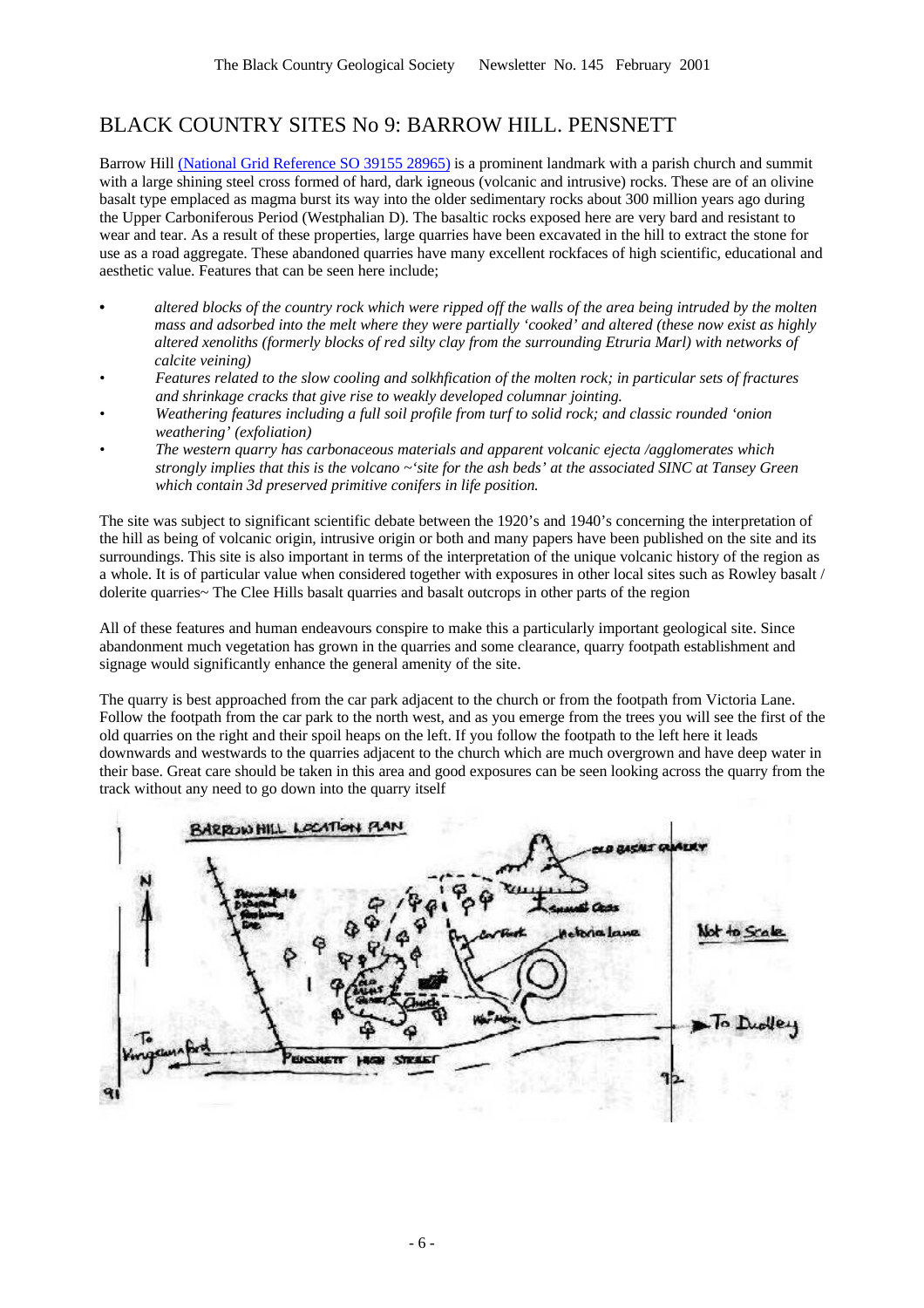# BLACK COUNTRY SITES No 9: BARROW HILL. PENSNETT

Barrow Hill (National Grid Reference SO 39155 28965) is a prominent landmark with a parish church and summit with a large shining steel cross formed of hard, dark igneous (volcanic and intrusive) rocks. These are of an olivine basalt type emplaced as magma burst its way into the older sedimentary rocks about 300 million years ago during the Upper Carboniferous Period (Westphalian D). The basaltic rocks exposed here are very bard and resistant to wear and tear. As a result of these properties, large quarries have been excavated in the hill to extract the stone for use as a road aggregate. These abandoned quarries have many excellent rockfaces of high scientific, educational and aesthetic value. Features that can be seen here include;

- *altered blocks of the country rock which were ripped off the walls of the area being intruded by the molten mass and adsorbed into the melt where they were partially 'cooked' and altered (these now exist as highly altered xenoliths (formerly blocks of red silty clay from the surrounding Etruria Marl) with networks of calcite veining)*
- *Features related to the slow cooling and solkhfication of the molten rock; in particular sets of fractures and shrinkage cracks that give rise to weakly developed columnar jointing.*
- *Weathering features including a full soil profile from turf to solid rock; and classic rounded 'onion weathering' (exfoliation)*
- *The western quarry has carbonaceous materials and apparent volcanic ejecta /agglomerates which strongly implies that this is the volcano ~'site for the ash beds' at the associated SINC at Tansey Green which contain 3d preserved primitive conifers in life position.*

The site was subject to significant scientific debate between the 1920's and 1940's concerning the interpretation of the hill as being of volcanic origin, intrusive origin or both and many papers have been published on the site and its surroundings. This site is also important in terms of the interpretation of the unique volcanic history of the region as a whole. It is of particular value when considered together with exposures in other local sites such as Rowley basalt / dolerite quarries~ The Clee Hills basalt quarries and basalt outcrops in other parts of the region

All of these features and human endeavours conspire to make this a particularly important geological site. Since abandonment much vegetation has grown in the quarries and some clearance, quarry footpath establishment and signage would significantly enhance the general amenity of the site.

The quarry is best approached from the car park adjacent to the church or from the footpath from Victoria Lane. Follow the footpath from the car park to the north west, and as you emerge from the trees you will see the first of the old quarries on the right and their spoil heaps on the left. If you follow the footpath to the left here it leads downwards and westwards to the quarries adjacent to the church which are much overgrown and have deep water in their base. Great care should be taken in this area and good exposures can be seen looking across the quarry from the track without any need to go down into the quarry itself

BARROW HILL LOCATION PLAN

N

OLD BASALT QUARRY

Summit Cross

Pensnett-Dudley Disused Railway Line

Car Park

Victoria Lane

OLD BASALT QUARRY

Church

War Mem.

Not to Scale

To Dudley

To Kingswinford

PENSNETT HIGH STREET

91

92